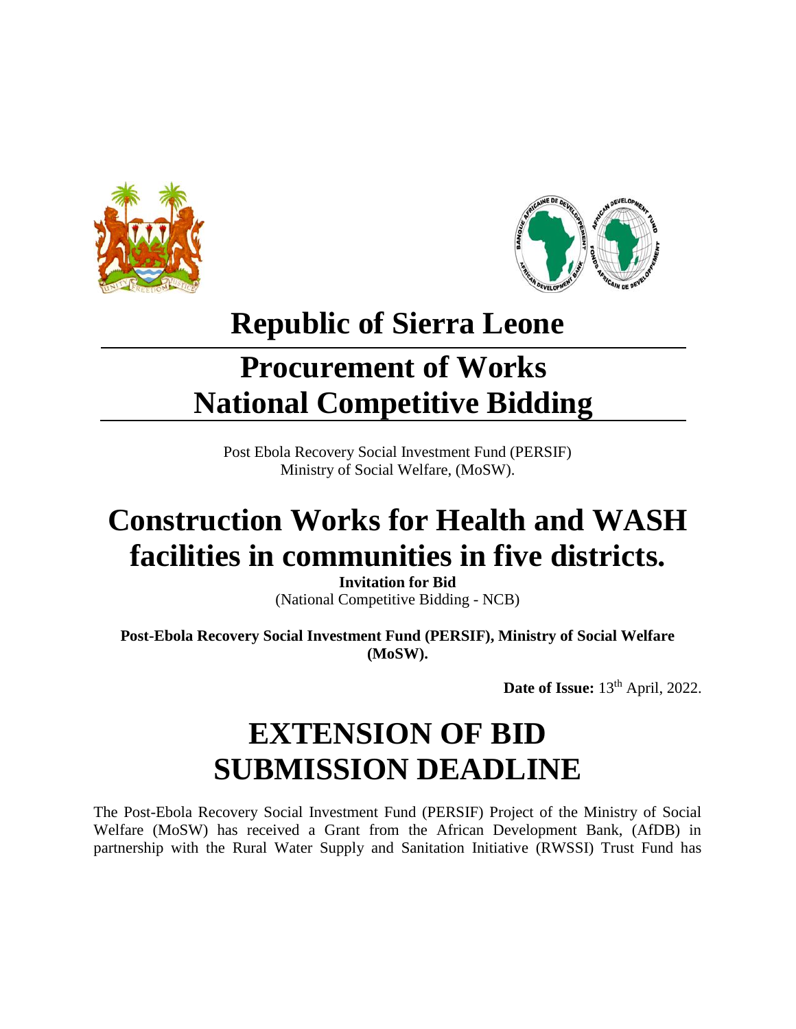# Republic of Sierra Leone

# Procurement of Works
# National Competitive Bidding

Post Ebola Recovery Social Investment Fund (PERSIF)
Ministry of Social Welfare, (MoSW).

# Construction Works for Health and WASH facilities in communities in five districts.

**Invitation for Bid**
(National Competitive Bidding - NCB)

**Post-Ebola Recovery Social Investment Fund (PERSIF), Ministry of Social Welfare (MoSW).**

**Date of Issue:** 13th April, 2022.

# EXTENSION OF BID SUBMISSION DEADLINE

The Post-Ebola Recovery Social Investment Fund (PERSIF) Project of the Ministry of Social Welfare (MoSW) has received a Grant from the African Development Bank, (AfDB) in partnership with the Rural Water Supply and Sanitation Initiative (RWSSI) Trust Fund has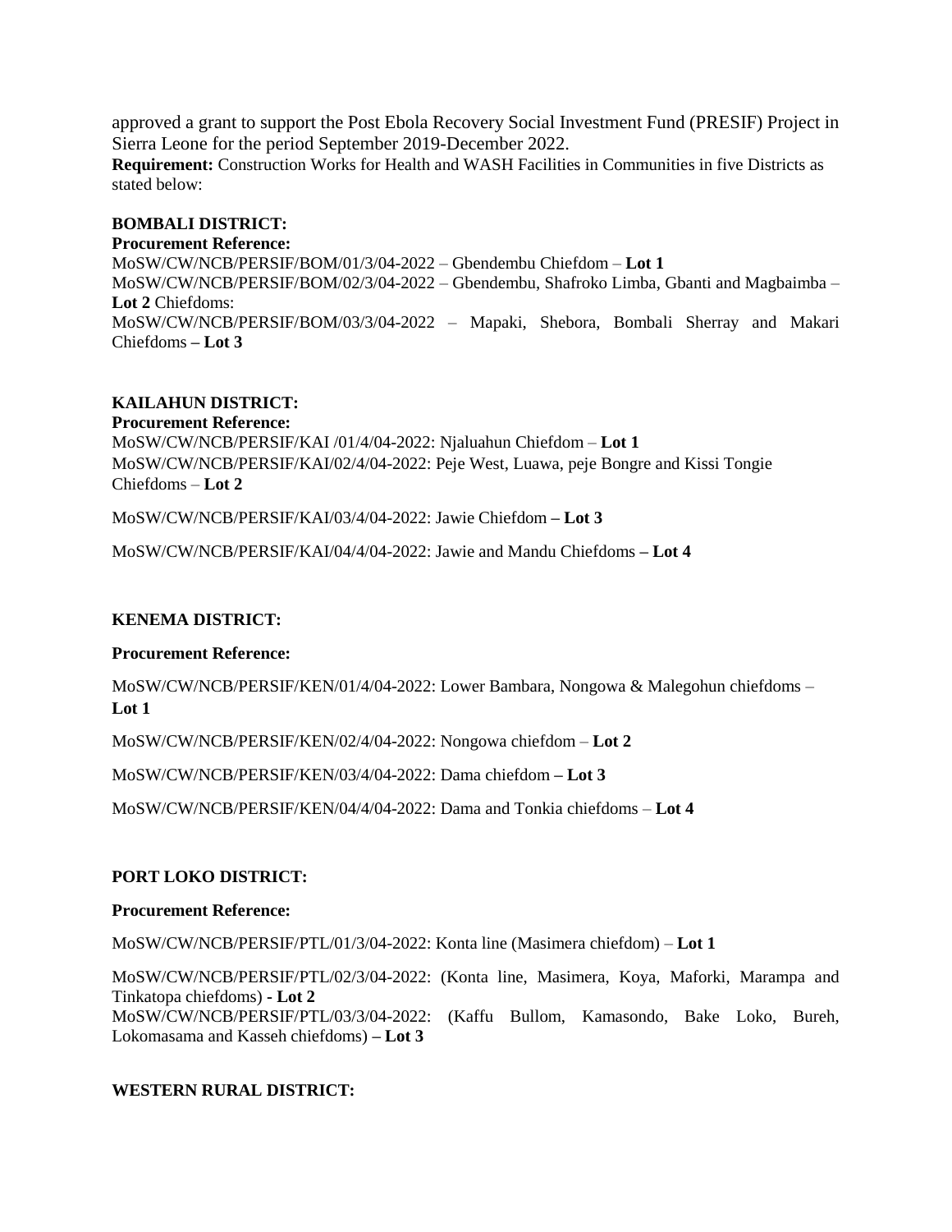approved a grant to support the Post Ebola Recovery Social Investment Fund (PRESIF) Project in Sierra Leone for the period September 2019-December 2022.

**Requirement:** Construction Works for Health and WASH Facilities in Communities in five Districts as stated below:

**BOMBALI DISTRICT:**

**Procurement Reference:**

MoSW/CW/NCB/PERSIF/BOM/01/3/04-2022 – Gbendembu Chiefdom – **Lot 1**

MoSW/CW/NCB/PERSIF/BOM/02/3/04-2022 – Gbendembu, Shafroko Limba, Gbanti and Magbaimba – **Lot 2** Chiefdoms:

MoSW/CW/NCB/PERSIF/BOM/03/3/04-2022 – Mapaki, Shebora, Bombali Sherray and Makari Chiefdoms **– Lot 3**

**KAILAHUN DISTRICT:**

**Procurement Reference:**

MoSW/CW/NCB/PERSIF/KAI /01/4/04-2022: Njaluahun Chiefdom – **Lot 1**

MoSW/CW/NCB/PERSIF/KAI/02/4/04-2022: Peje West, Luawa, peje Bongre and Kissi Tongie Chiefdoms – **Lot 2**

MoSW/CW/NCB/PERSIF/KAI/03/4/04-2022: Jawie Chiefdom **– Lot 3**

MoSW/CW/NCB/PERSIF/KAI/04/4/04-2022: Jawie and Mandu Chiefdoms **– Lot 4**

**KENEMA DISTRICT:**

**Procurement Reference:**

MoSW/CW/NCB/PERSIF/KEN/01/4/04-2022: Lower Bambara, Nongowa & Malegohun chiefdoms – **Lot 1**

MoSW/CW/NCB/PERSIF/KEN/02/4/04-2022: Nongowa chiefdom – **Lot 2**

MoSW/CW/NCB/PERSIF/KEN/03/4/04-2022: Dama chiefdom **– Lot 3**

MoSW/CW/NCB/PERSIF/KEN/04/4/04-2022: Dama and Tonkia chiefdoms – **Lot 4**

**PORT LOKO DISTRICT:**

**Procurement Reference:**

MoSW/CW/NCB/PERSIF/PTL/01/3/04-2022: Konta line (Masimera chiefdom) – **Lot 1**

MoSW/CW/NCB/PERSIF/PTL/02/3/04-2022: (Konta line, Masimera, Koya, Maforki, Marampa and Tinkatopa chiefdoms) **- Lot 2**

MoSW/CW/NCB/PERSIF/PTL/03/3/04-2022: (Kaffu Bullom, Kamasondo, Bake Loko, Bureh, Lokomasama and Kasseh chiefdoms) **– Lot 3**

**WESTERN RURAL DISTRICT:**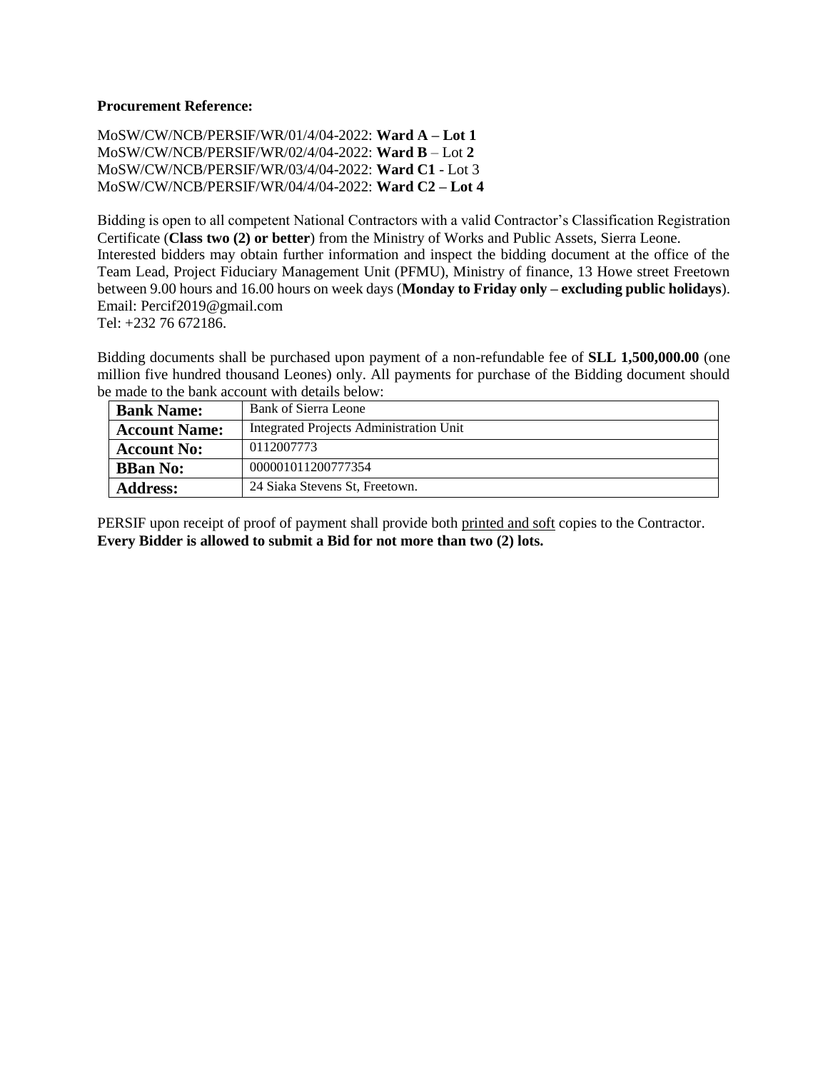**Procurement Reference:**

MoSW/CW/NCB/PERSIF/WR/01/4/04-2022: **Ward A – Lot 1**
MoSW/CW/NCB/PERSIF/WR/02/4/04-2022: **Ward B** – Lot **2**
MoSW/CW/NCB/PERSIF/WR/03/4/04-2022: **Ward C1** - Lot 3
MoSW/CW/NCB/PERSIF/WR/04/4/04-2022: **Ward C2 – Lot 4**

Bidding is open to all competent National Contractors with a valid Contractor's Classification Registration Certificate (**Class two (2) or better**) from the Ministry of Works and Public Assets, Sierra Leone.
Interested bidders may obtain further information and inspect the bidding document at the office of the Team Lead, Project Fiduciary Management Unit (PFMU), Ministry of finance, 13 Howe street Freetown between 9.00 hours and 16.00 hours on week days (**Monday to Friday only – excluding public holidays**).
Email: Percif2019@gmail.com
Tel: +232 76 672186.

Bidding documents shall be purchased upon payment of a non-refundable fee of **SLL 1,500,000.00** (one million five hundred thousand Leones) only. All payments for purchase of the Bidding document should be made to the bank account with details below:

| **Bank Name:** | Bank of Sierra Leone |
|---|---|
| **Account Name:** | Integrated Projects Administration Unit |
| **Account No:** | 0112007773 |
| **BBan No:** | 000001011200777354 |
| **Address:** | 24 Siaka Stevens St, Freetown. |

PERSIF upon receipt of proof of payment shall provide both printed and soft copies to the Contractor.
**Every Bidder is allowed to submit a Bid for not more than two (2) lots.**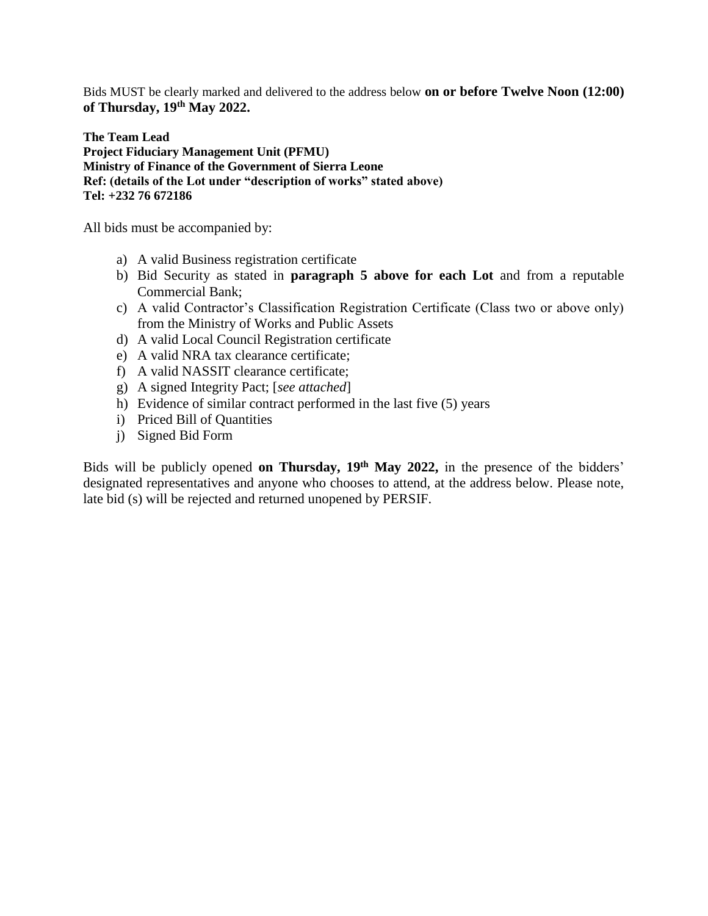Bids MUST be clearly marked and delivered to the address below **on or before Twelve Noon (12:00) of Thursday, 19th May 2022.**

**The Team Lead**
**Project Fiduciary Management Unit (PFMU)**
**Ministry of Finance of the Government of Sierra Leone**
**Ref: (details of the Lot under "description of works" stated above)**
**Tel: +232 76 672186**

All bids must be accompanied by:

a) A valid Business registration certificate
b) Bid Security as stated in **paragraph 5 above for each Lot** and from a reputable Commercial Bank;
c) A valid Contractor's Classification Registration Certificate (Class two or above only) from the Ministry of Works and Public Assets
d) A valid Local Council Registration certificate
e) A valid NRA tax clearance certificate;
f) A valid NASSIT clearance certificate;
g) A signed Integrity Pact; [*see attached*]
h) Evidence of similar contract performed in the last five (5) years
i) Priced Bill of Quantities
j) Signed Bid Form

Bids will be publicly opened **on Thursday, 19th May 2022,** in the presence of the bidders' designated representatives and anyone who chooses to attend, at the address below. Please note, late bid (s) will be rejected and returned unopened by PERSIF.